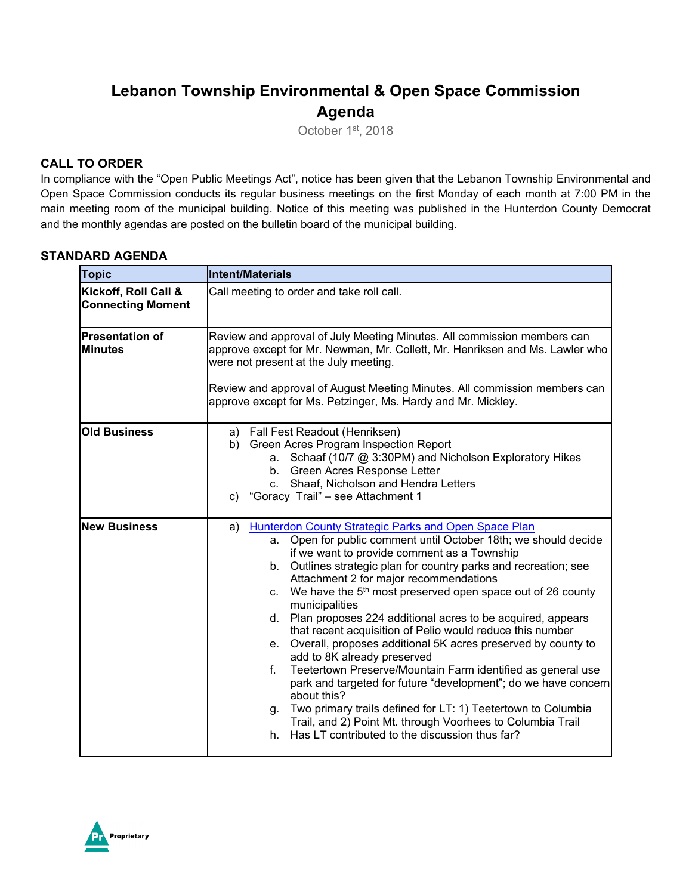# Lebanon Township Environmental & Open Space Commission Agenda

October 1st, 2018

## CALL TO ORDER

In compliance with the "Open Public Meetings Act", notice has been given that the Lebanon Township Environmental and Open Space Commission conducts its regular business meetings on the first Monday of each month at 7:00 PM in the main meeting room of the municipal building. Notice of this meeting was published in the Hunterdon County Democrat and the monthly agendas are posted on the bulletin board of the municipal building.

## STANDARD AGENDA

| Topic | Intent/Materials |
|---|---|
| **Kickoff, Roll Call & Connecting Moment** | Call meeting to order and take roll call. |
| **Presentation of Minutes** | Review and approval of July Meeting Minutes. All commission members can approve except for Mr. Newman, Mr. Collett, Mr. Henriksen and Ms. Lawler who were not present at the July meeting.<br><br>Review and approval of August Meeting Minutes. All commission members can approve except for Ms. Petzinger, Ms. Hardy and Mr. Mickley. |
| **Old Business** | a) Fall Fest Readout (Henriksen)<br>b) Green Acres Program Inspection Report<br>&nbsp;&nbsp;&nbsp;&nbsp;a. Schaaf (10/7 @ 3:30PM) and Nicholson Exploratory Hikes<br>&nbsp;&nbsp;&nbsp;&nbsp;b. Green Acres Response Letter<br>&nbsp;&nbsp;&nbsp;&nbsp;c. Shaaf, Nicholson and Hendra Letters<br>c) "Goracy Trail" – see Attachment 1 |
| **New Business** | a) Hunterdon County Strategic Parks and Open Space Plan<br>&nbsp;&nbsp;&nbsp;&nbsp;a. Open for public comment until October 18th; we should decide if we want to provide comment as a Township<br>&nbsp;&nbsp;&nbsp;&nbsp;b. Outlines strategic plan for country parks and recreation; see Attachment 2 for major recommendations<br>&nbsp;&nbsp;&nbsp;&nbsp;c. We have the 5th most preserved open space out of 26 county municipalities<br>&nbsp;&nbsp;&nbsp;&nbsp;d. Plan proposes 224 additional acres to be acquired, appears that recent acquisition of Pelio would reduce this number<br>&nbsp;&nbsp;&nbsp;&nbsp;e. Overall, proposes additional 5K acres preserved by county to add to 8K already preserved<br>&nbsp;&nbsp;&nbsp;&nbsp;f. Teetertown Preserve/Mountain Farm identified as general use park and targeted for future "development"; do we have concern about this?<br>&nbsp;&nbsp;&nbsp;&nbsp;g. Two primary trails defined for LT: 1) Teetertown to Columbia Trail, and 2) Point Mt. through Voorhees to Columbia Trail<br>&nbsp;&nbsp;&nbsp;&nbsp;h. Has LT contributed to the discussion thus far? |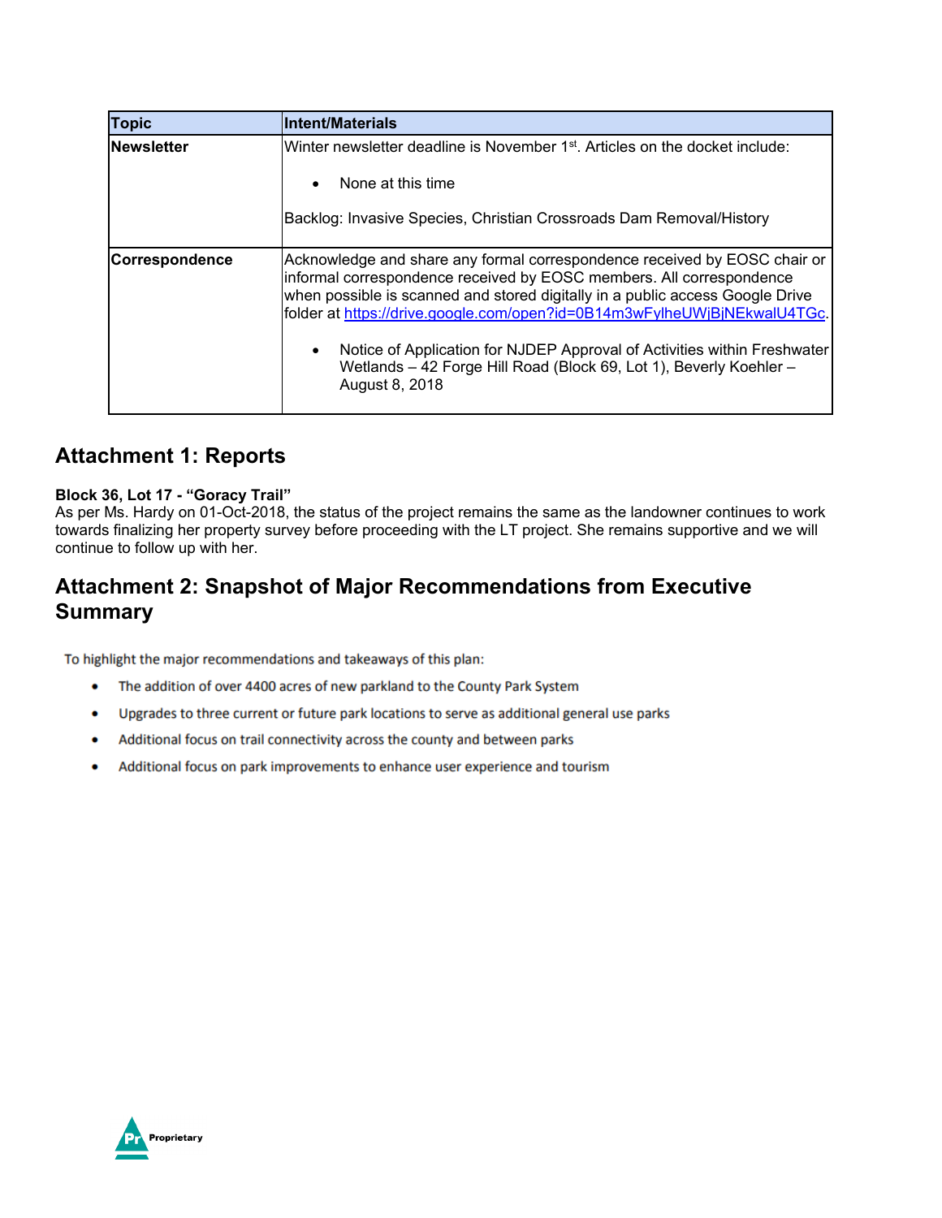| Topic | Intent/Materials |
|---|---|
| **Newsletter** | Winter newsletter deadline is November 1st. Articles on the docket include:<br><br>• None at this time<br><br>Backlog: Invasive Species, Christian Crossroads Dam Removal/History |
| **Correspondence** | Acknowledge and share any formal correspondence received by EOSC chair or informal correspondence received by EOSC members. All correspondence when possible is scanned and stored digitally in a public access Google Drive folder at https://drive.google.com/open?id=0B14m3wFylheUWjBjNEkwalU4TGc.<br><br>• Notice of Application for NJDEP Approval of Activities within Freshwater Wetlands – 42 Forge Hill Road (Block 69, Lot 1), Beverly Koehler – August 8, 2018 |

## Attachment 1: Reports

**Block 36, Lot 17 - "Goracy Trail"**
As per Ms. Hardy on 01-Oct-2018, the status of the project remains the same as the landowner continues to work towards finalizing her property survey before proceeding with the LT project. She remains supportive and we will continue to follow up with her.

## Attachment 2: Snapshot of Major Recommendations from Executive Summary

To highlight the major recommendations and takeaways of this plan:

- The addition of over 4400 acres of new parkland to the County Park System
- Upgrades to three current or future park locations to serve as additional general use parks
- Additional focus on trail connectivity across the county and between parks
- Additional focus on park improvements to enhance user experience and tourism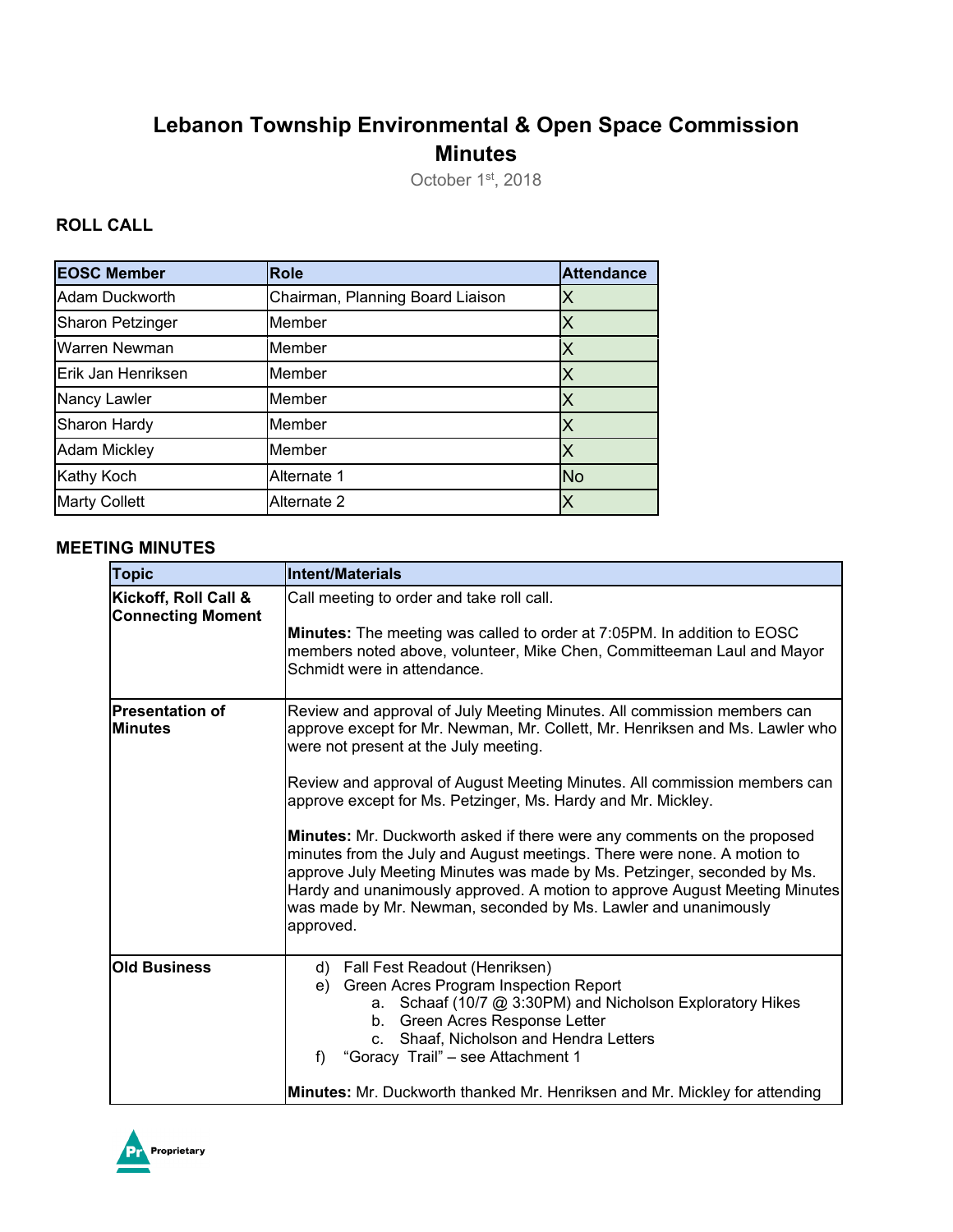# Lebanon Township Environmental & Open Space Commission Minutes

October 1st, 2018

## ROLL CALL

| EOSC Member | Role | Attendance |
|---|---|---|
| Adam Duckworth | Chairman, Planning Board Liaison | X |
| Sharon Petzinger | Member | X |
| Warren Newman | Member | X |
| Erik Jan Henriksen | Member | X |
| Nancy Lawler | Member | X |
| Sharon Hardy | Member | X |
| Adam Mickley | Member | X |
| Kathy Koch | Alternate 1 | No |
| Marty Collett | Alternate 2 | X |

## MEETING MINUTES

| Topic | Intent/Materials |
|---|---|
| **Kickoff, Roll Call & Connecting Moment** | Call meeting to order and take roll call.<br><br>**Minutes:** The meeting was called to order at 7:05PM. In addition to EOSC members noted above, volunteer, Mike Chen, Committeeman Laul and Mayor Schmidt were in attendance. |
| **Presentation of Minutes** | Review and approval of July Meeting Minutes. All commission members can approve except for Mr. Newman, Mr. Collett, Mr. Henriksen and Ms. Lawler who were not present at the July meeting.<br><br>Review and approval of August Meeting Minutes. All commission members can approve except for Ms. Petzinger, Ms. Hardy and Mr. Mickley.<br><br>**Minutes:** Mr. Duckworth asked if there were any comments on the proposed minutes from the July and August meetings. There were none. A motion to approve July Meeting Minutes was made by Ms. Petzinger, seconded by Ms. Hardy and unanimously approved. A motion to approve August Meeting Minutes was made by Mr. Newman, seconded by Ms. Lawler and unanimously approved. |
| **Old Business** | d) Fall Fest Readout (Henriksen)<br>e) Green Acres Program Inspection Report<br>&nbsp;&nbsp;&nbsp;&nbsp;a. Schaaf (10/7 @ 3:30PM) and Nicholson Exploratory Hikes<br>&nbsp;&nbsp;&nbsp;&nbsp;b. Green Acres Response Letter<br>&nbsp;&nbsp;&nbsp;&nbsp;c. Shaaf, Nicholson and Hendra Letters<br>f) "Goracy Trail" – see Attachment 1<br><br>**Minutes:** Mr. Duckworth thanked Mr. Henriksen and Mr. Mickley for attending |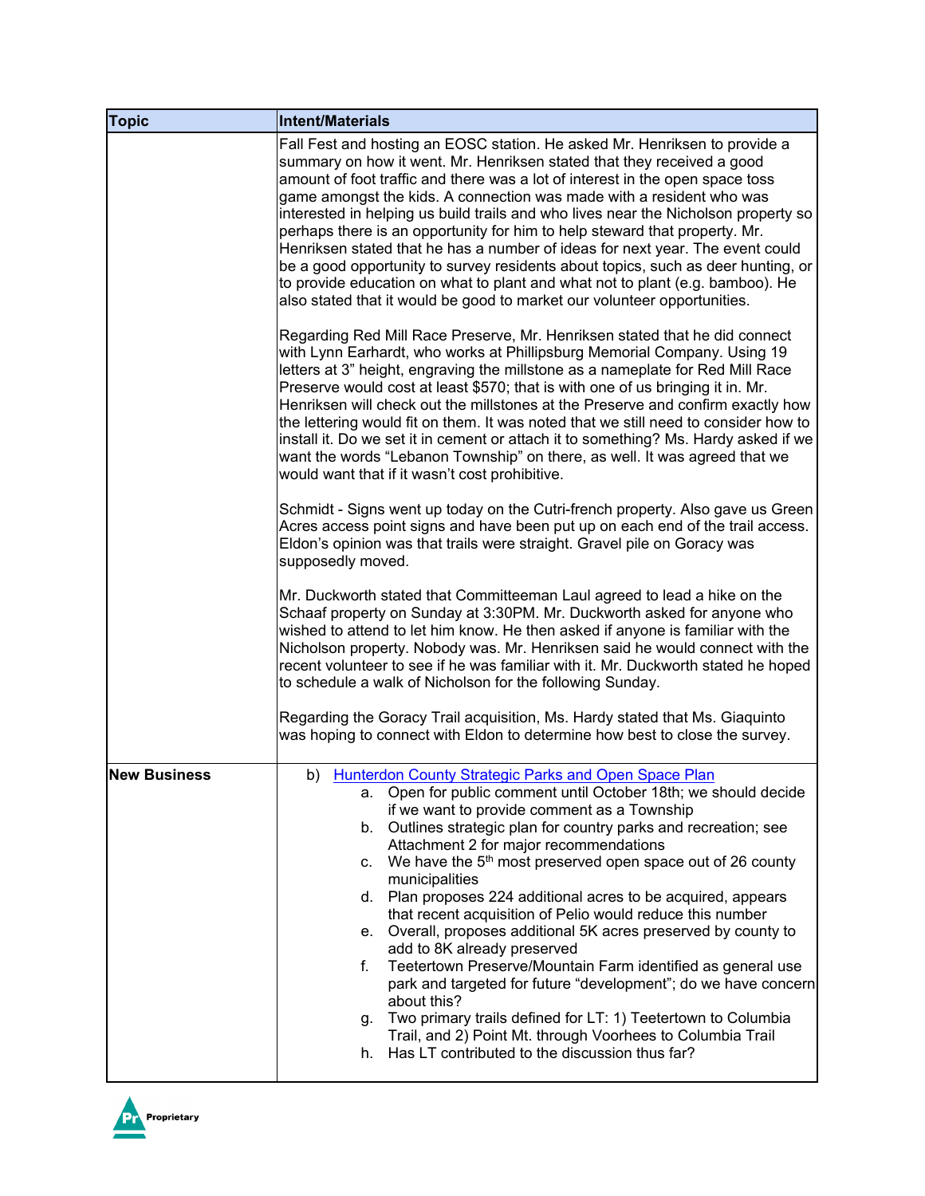| Topic | Intent/Materials |
|---|---|
| | Fall Fest and hosting an EOSC station. He asked Mr. Henriksen to provide a summary on how it went. Mr. Henriksen stated that they received a good amount of foot traffic and there was a lot of interest in the open space toss game amongst the kids. A connection was made with a resident who was interested in helping us build trails and who lives near the Nicholson property so perhaps there is an opportunity for him to help steward that property. Mr. Henriksen stated that he has a number of ideas for next year. The event could be a good opportunity to survey residents about topics, such as deer hunting, or to provide education on what to plant and what not to plant (e.g. bamboo). He also stated that it would be good to market our volunteer opportunities.<br><br>Regarding Red Mill Race Preserve, Mr. Henriksen stated that he did connect with Lynn Earhardt, who works at Phillipsburg Memorial Company. Using 19 letters at 3" height, engraving the millstone as a nameplate for Red Mill Race Preserve would cost at least $570; that is with one of us bringing it in. Mr. Henriksen will check out the millstones at the Preserve and confirm exactly how the lettering would fit on them. It was noted that we still need to consider how to install it. Do we set it in cement or attach it to something? Ms. Hardy asked if we want the words "Lebanon Township" on there, as well. It was agreed that we would want that if it wasn't cost prohibitive.<br><br>Schmidt - Signs went up today on the Cutri-french property. Also gave us Green Acres access point signs and have been put up on each end of the trail access. Eldon's opinion was that trails were straight. Gravel pile on Goracy was supposedly moved.<br><br>Mr. Duckworth stated that Committeeman Laul agreed to lead a hike on the Schaaf property on Sunday at 3:30PM. Mr. Duckworth asked for anyone who wished to attend to let him know. He then asked if anyone is familiar with the Nicholson property. Nobody was. Mr. Henriksen said he would connect with the recent volunteer to see if he was familiar with it. Mr. Duckworth stated he hoped to schedule a walk of Nicholson for the following Sunday.<br><br>Regarding the Goracy Trail acquisition, Ms. Hardy stated that Ms. Giaquinto was hoping to connect with Eldon to determine how best to close the survey. |
| **New Business** | b) Hunterdon County Strategic Parks and Open Space Plan<br>a. Open for public comment until October 18th; we should decide if we want to provide comment as a Township<br>b. Outlines strategic plan for country parks and recreation; see Attachment 2 for major recommendations<br>c. We have the 5th most preserved open space out of 26 county municipalities<br>d. Plan proposes 224 additional acres to be acquired, appears that recent acquisition of Pelio would reduce this number<br>e. Overall, proposes additional 5K acres preserved by county to add to 8K already preserved<br>f. Teetertown Preserve/Mountain Farm identified as general use park and targeted for future "development"; do we have concern about this?<br>g. Two primary trails defined for LT: 1) Teetertown to Columbia Trail, and 2) Point Mt. through Voorhees to Columbia Trail<br>h. Has LT contributed to the discussion thus far? |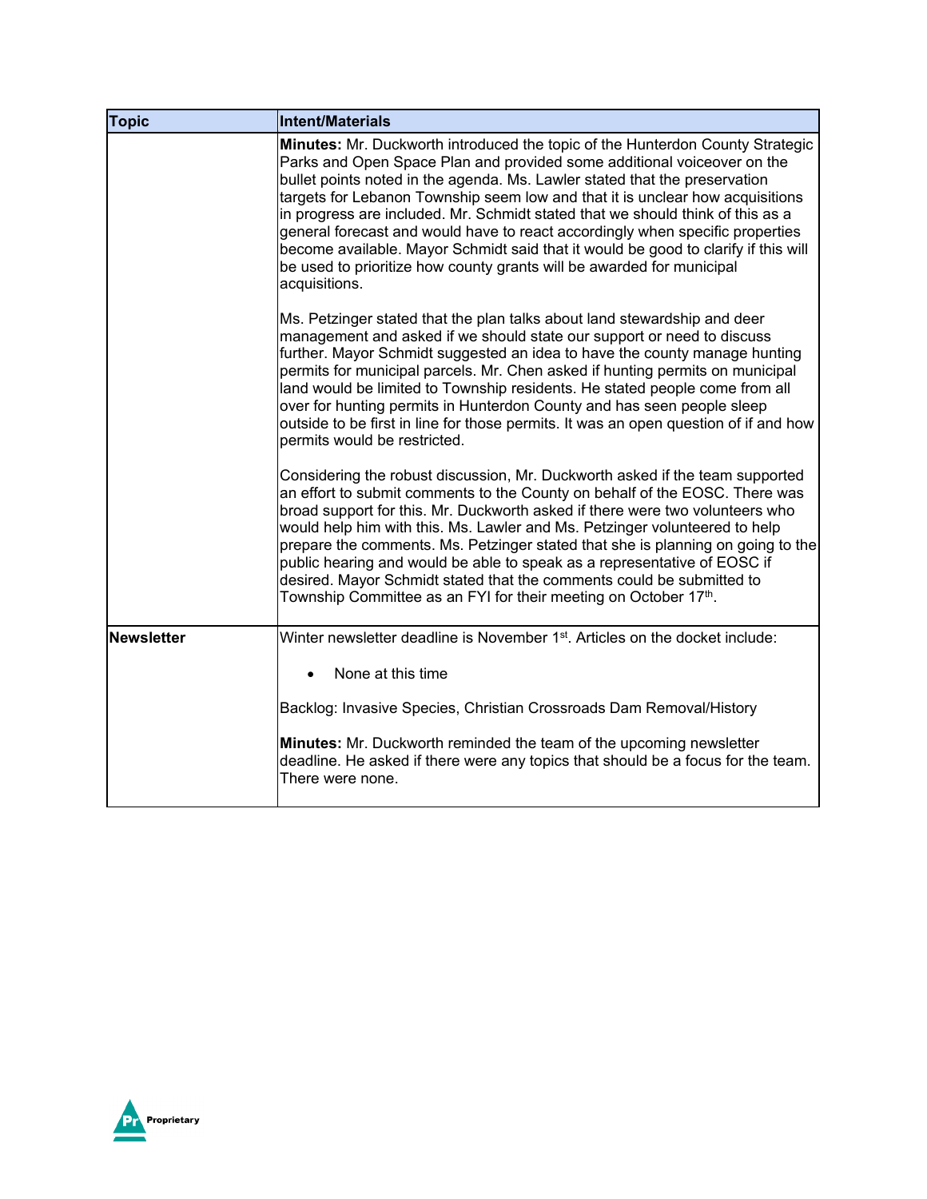| Topic | Intent/Materials |
|---|---|
| | **Minutes:** Mr. Duckworth introduced the topic of the Hunterdon County Strategic Parks and Open Space Plan and provided some additional voiceover on the bullet points noted in the agenda. Ms. Lawler stated that the preservation targets for Lebanon Township seem low and that it is unclear how acquisitions in progress are included. Mr. Schmidt stated that we should think of this as a general forecast and would have to react accordingly when specific properties become available. Mayor Schmidt said that it would be good to clarify if this will be used to prioritize how county grants will be awarded for municipal acquisitions.<br><br>Ms. Petzinger stated that the plan talks about land stewardship and deer management and asked if we should state our support or need to discuss further. Mayor Schmidt suggested an idea to have the county manage hunting permits for municipal parcels. Mr. Chen asked if hunting permits on municipal land would be limited to Township residents. He stated people come from all over for hunting permits in Hunterdon County and has seen people sleep outside to be first in line for those permits. It was an open question of if and how permits would be restricted.<br><br>Considering the robust discussion, Mr. Duckworth asked if the team supported an effort to submit comments to the County on behalf of the EOSC. There was broad support for this. Mr. Duckworth asked if there were two volunteers who would help him with this. Ms. Lawler and Ms. Petzinger volunteered to help prepare the comments. Ms. Petzinger stated that she is planning on going to the public hearing and would be able to speak as a representative of EOSC if desired. Mayor Schmidt stated that the comments could be submitted to Township Committee as an FYI for their meeting on October 17th. |
| **Newsletter** | Winter newsletter deadline is November 1st. Articles on the docket include:<br><br>• None at this time<br><br>Backlog: Invasive Species, Christian Crossroads Dam Removal/History<br><br>**Minutes:** Mr. Duckworth reminded the team of the upcoming newsletter deadline. He asked if there were any topics that should be a focus for the team. There were none. |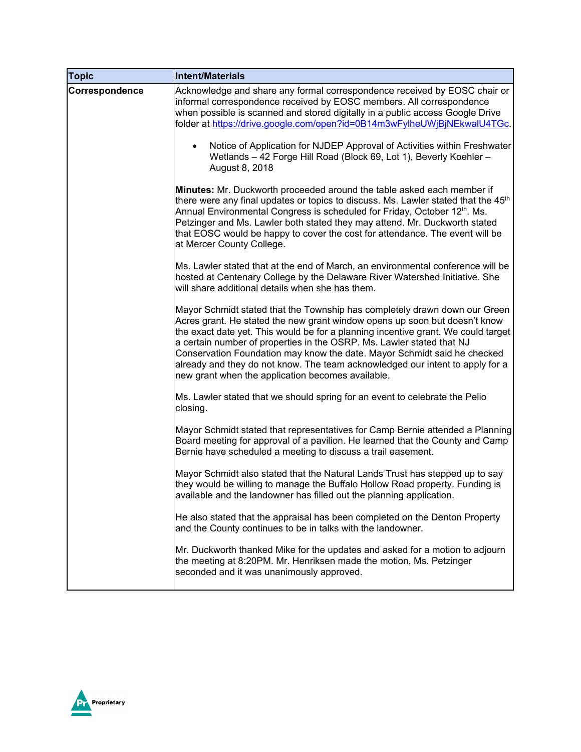| Topic | Intent/Materials |
|---|---|
| **Correspondence** | Acknowledge and share any formal correspondence received by EOSC chair or informal correspondence received by EOSC members. All correspondence when possible is scanned and stored digitally in a public access Google Drive folder at https://drive.google.com/open?id=0B14m3wFylheUWjBjNEkwalU4TGc.<br><br>• Notice of Application for NJDEP Approval of Activities within Freshwater Wetlands – 42 Forge Hill Road (Block 69, Lot 1), Beverly Koehler – August 8, 2018<br><br>**Minutes:** Mr. Duckworth proceeded around the table asked each member if there were any final updates or topics to discuss. Ms. Lawler stated that the 45th Annual Environmental Congress is scheduled for Friday, October 12th. Ms. Petzinger and Ms. Lawler both stated they may attend. Mr. Duckworth stated that EOSC would be happy to cover the cost for attendance. The event will be at Mercer County College.<br><br>Ms. Lawler stated that at the end of March, an environmental conference will be hosted at Centenary College by the Delaware River Watershed Initiative. She will share additional details when she has them.<br><br>Mayor Schmidt stated that the Township has completely drawn down our Green Acres grant. He stated the new grant window opens up soon but doesn't know the exact date yet. This would be for a planning incentive grant. We could target a certain number of properties in the OSRP. Ms. Lawler stated that NJ Conservation Foundation may know the date. Mayor Schmidt said he checked already and they do not know. The team acknowledged our intent to apply for a new grant when the application becomes available.<br><br>Ms. Lawler stated that we should spring for an event to celebrate the Pelio closing.<br><br>Mayor Schmidt stated that representatives for Camp Bernie attended a Planning Board meeting for approval of a pavilion. He learned that the County and Camp Bernie have scheduled a meeting to discuss a trail easement.<br><br>Mayor Schmidt also stated that the Natural Lands Trust has stepped up to say they would be willing to manage the Buffalo Hollow Road property. Funding is available and the landowner has filled out the planning application.<br><br>He also stated that the appraisal has been completed on the Denton Property and the County continues to be in talks with the landowner.<br><br>Mr. Duckworth thanked Mike for the updates and asked for a motion to adjourn the meeting at 8:20PM. Mr. Henriksen made the motion, Ms. Petzinger seconded and it was unanimously approved. |